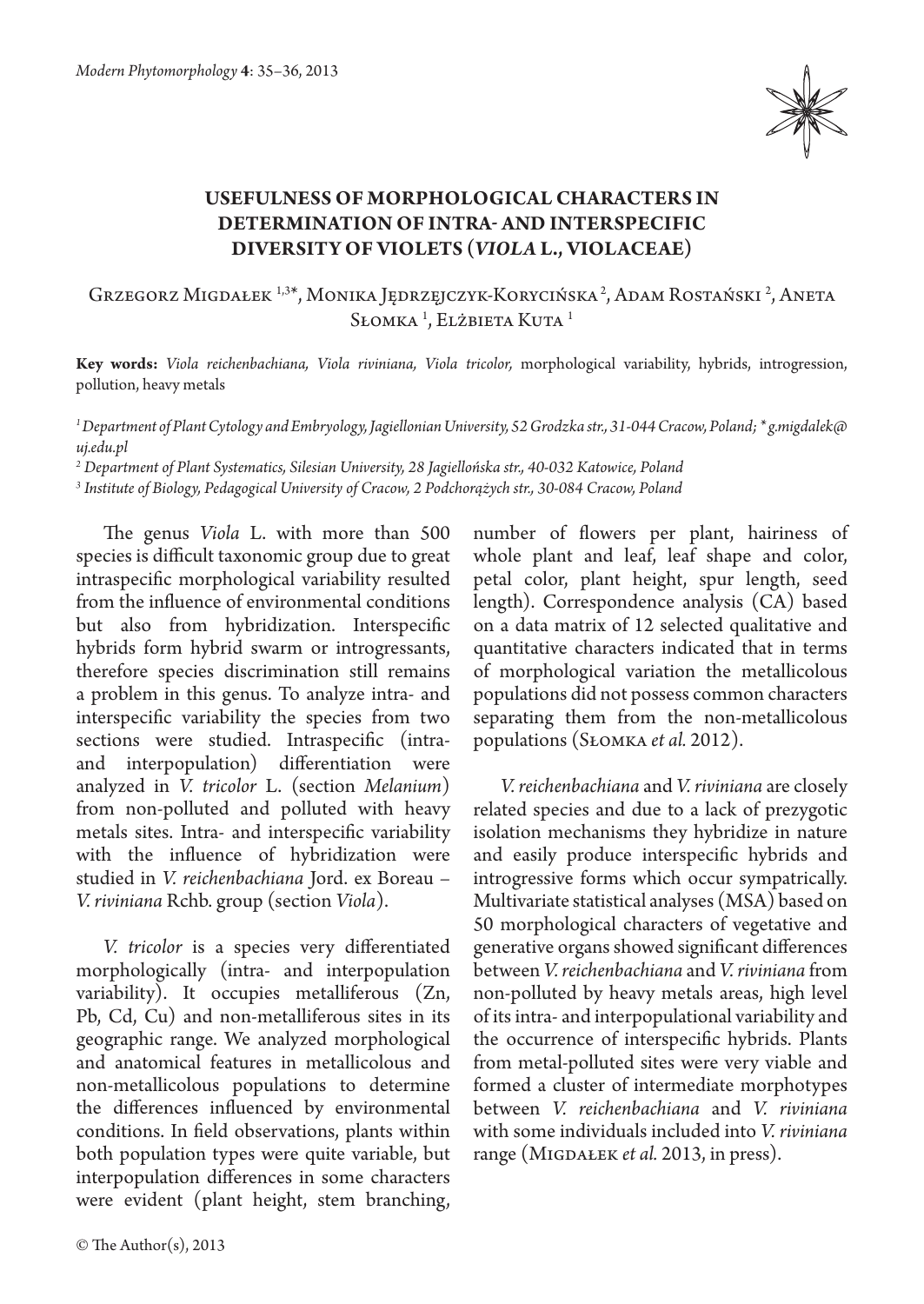# USEFULNESS OF MORPHOLOGICAL CHARACTERS IN DETERMINATION OF INTRA- AND INTERSPECIFIC DIVERSITY OF VIOLETS (*VIOLA* L., VIOLACEAE)

Grzegorz Migdałek [1,3]*, Monika Jędrzejczyk-Korycińska [2], Adam Rostański [2], Aneta Słomka [1], Elżbieta Kuta [1]

**Key words:** *Viola reichenbachiana, Viola riviniana, Viola tricolor,* morphological variability, hybrids, introgression, pollution, heavy metals

*[1] Department of Plant Cytology and Embryology, Jagiellonian University, 52 Grodzka str., 31-044 Cracow, Poland; * g.migdalek@uj.edu.pl*

*[2] Department of Plant Systematics, Silesian University, 28 Jagiellońska str., 40-032 Katowice, Poland*

*[3] Institute of Biology, Pedagogical University of Cracow, 2 Podchorążych str., 30-084 Cracow, Poland*

The genus *Viola* L. with more than 500 species is difficult taxonomic group due to great intraspecific morphological variability resulted from the influence of environmental conditions but also from hybridization. Interspecific hybrids form hybrid swarm or introgressants, therefore species discrimination still remains a problem in this genus. To analyze intra- and interspecific variability the species from two sections were studied. Intraspecific (intra- and interpopulation) differentiation were analyzed in *V. tricolor* L. (section *Melanium*) from non-polluted and polluted with heavy metals sites. Intra- and interspecific variability with the influence of hybridization were studied in *V. reichenbachiana* Jord. ex Boreau – *V. riviniana* Rchb. group (section *Viola*).

*V. tricolor* is a species very differentiated morphologically (intra- and interpopulation variability). It occupies metalliferous (Zn, Pb, Cd, Cu) and non-metalliferous sites in its geographic range. We analyzed morphological and anatomical features in metallicolous and non-metallicolous populations to determine the differences influenced by environmental conditions. In field observations, plants within both population types were quite variable, but interpopulation differences in some characters were evident (plant height, stem branching, number of flowers per plant, hairiness of whole plant and leaf, leaf shape and color, petal color, plant height, spur length, seed length). Correspondence analysis (CA) based on a data matrix of 12 selected qualitative and quantitative characters indicated that in terms of morphological variation the metallicolous populations did not possess common characters separating them from the non-metallicolous populations (Słomka *et al.* 2012).

*V. reichenbachiana* and *V. riviniana* are closely related species and due to a lack of prezygotic isolation mechanisms they hybridize in nature and easily produce interspecific hybrids and introgressive forms which occur sympatrically. Multivariate statistical analyses (MSA) based on 50 morphological characters of vegetative and generative organs showed significant differences between *V. reichenbachiana* and *V. riviniana* from non-polluted by heavy metals areas, high level of its intra- and interpopulational variability and the occurrence of interspecific hybrids. Plants from metal-polluted sites were very viable and formed a cluster of intermediate morphotypes between *V. reichenbachiana* and *V. riviniana* with some individuals included into *V. riviniana* range (Migdałek *et al.* 2013, in press).

© The Author(s), 2013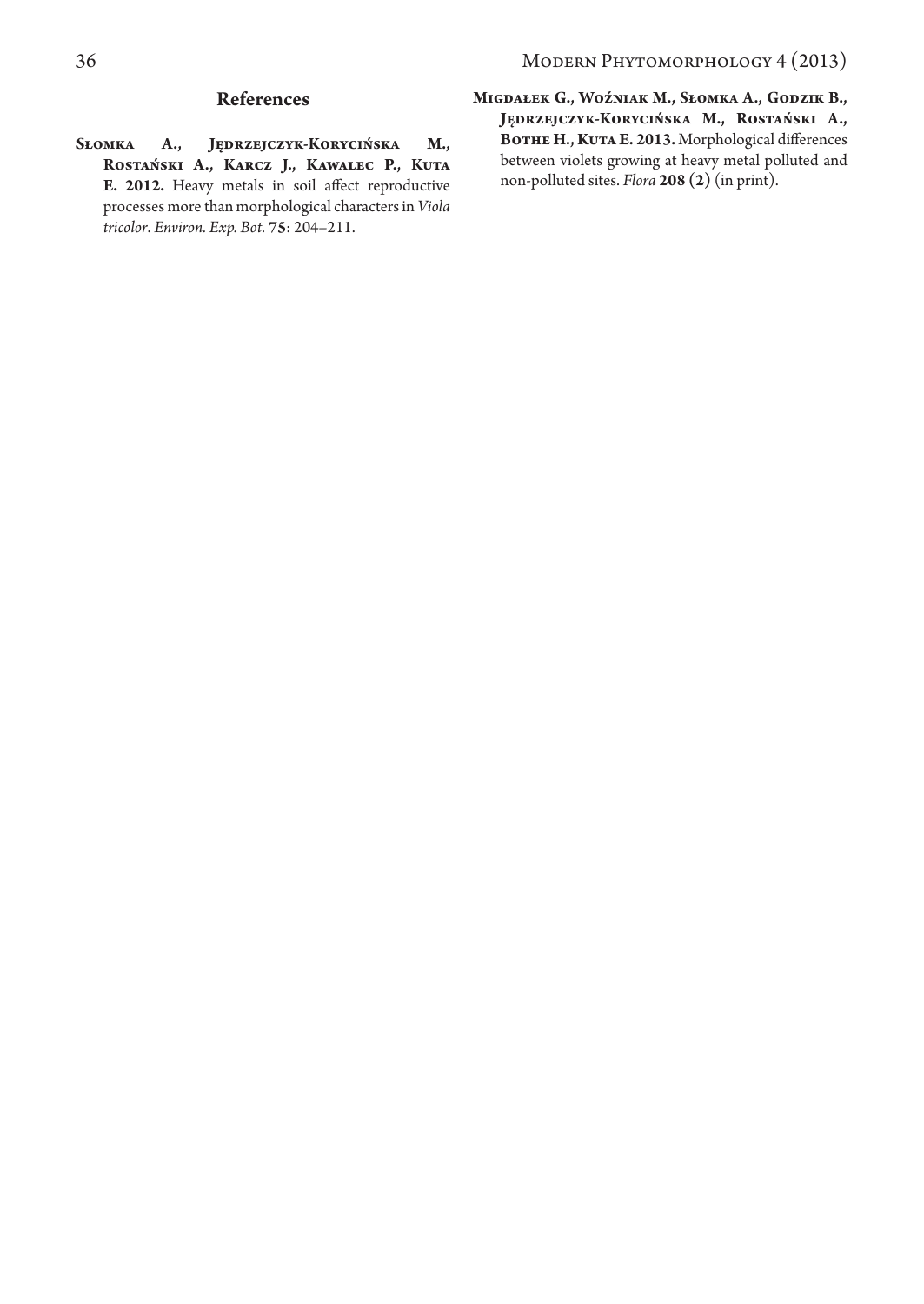## References

**Słomka A., Jędrzejczyk-Korycińska M., Rostański A., Karcz J., Kawalec P., Kuta E. 2012.** Heavy metals in soil affect reproductive processes more than morphological characters in *Viola tricolor*. *Environ. Exp. Bot.* **75**: 204–211.

**Migdałek G., Woźniak M., Słomka A., Godzik B., Jędrzejczyk-Korycińska M., Rostański A., Bothe H., Kuta E. 2013.** Morphological differences between violets growing at heavy metal polluted and non-polluted sites. *Flora* **208 (2)** (in print).